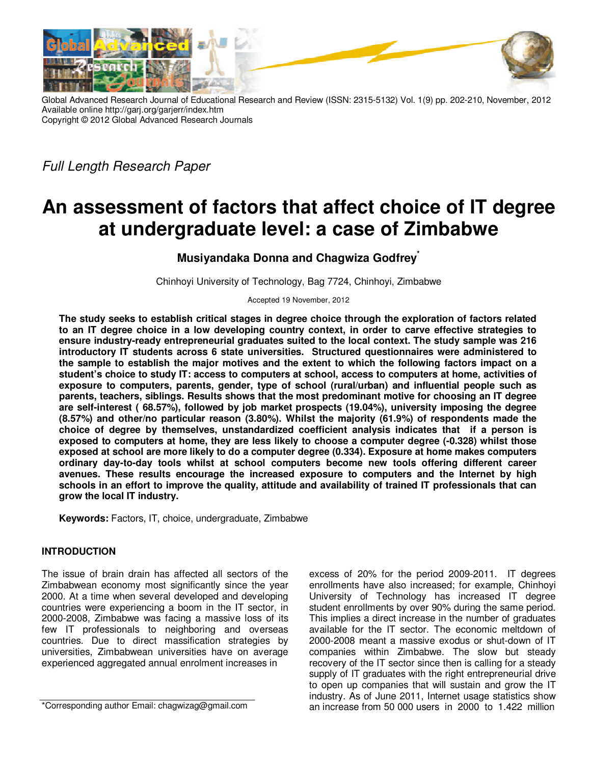Global Advanced Research Journal of Educational Research and Review (ISSN: 2315-5132) Vol. 1(9) pp. 202-210, November, 2012
Available online http://garj.org/garjerr/index.htm
Copyright © 2012 Global Advanced Research Journals

*Full Length Research Paper*

# An assessment of factors that affect choice of IT degree at undergraduate level: a case of Zimbabwe

**Musiyandaka Donna and Chagwiza Godfrey***

Chinhoyi University of Technology, Bag 7724, Chinhoyi, Zimbabwe

Accepted 19 November, 2012

**The study seeks to establish critical stages in degree choice through the exploration of factors related to an IT degree choice in a low developing country context, in order to carve effective strategies to ensure industry-ready entrepreneurial graduates suited to the local context. The study sample was 216 introductory IT students across 6 state universities. Structured questionnaires were administered to the sample to establish the major motives and the extent to which the following factors impact on a student's choice to study IT: access to computers at school, access to computers at home, activities of exposure to computers, parents, gender, type of school (rural/urban) and influential people such as parents, teachers, siblings. Results shows that the most predominant motive for choosing an IT degree are self-interest ( 68.57%), followed by job market prospects (19.04%), university imposing the degree (8.57%) and other/no particular reason (3.80%). Whilst the majority (61.9%) of respondents made the choice of degree by themselves, unstandardized coefficient analysis indicates that if a person is exposed to computers at home, they are less likely to choose a computer degree (-0.328) whilst those exposed at school are more likely to do a computer degree (0.334). Exposure at home makes computers ordinary day-to-day tools whilst at school computers become new tools offering different career avenues. These results encourage the increased exposure to computers and the Internet by high schools in an effort to improve the quality, attitude and availability of trained IT professionals that can grow the local IT industry.**

**Keywords:** Factors, IT, choice, undergraduate, Zimbabwe

## INTRODUCTION

The issue of brain drain has affected all sectors of the Zimbabwean economy most significantly since the year 2000. At a time when several developed and developing countries were experiencing a boom in the IT sector, in 2000-2008, Zimbabwe was facing a massive loss of its few IT professionals to neighboring and overseas countries. Due to direct massification strategies by universities, Zimbabwean universities have on average experienced aggregated annual enrolment increases in excess of 20% for the period 2009-2011. IT degrees enrollments have also increased; for example, Chinhoyi University of Technology has increased IT degree student enrollments by over 90% during the same period. This implies a direct increase in the number of graduates available for the IT sector. The economic meltdown of 2000-2008 meant a massive exodus or shut-down of IT companies within Zimbabwe. The slow but steady recovery of the IT sector since then is calling for a steady supply of IT graduates with the right entrepreneurial drive to open up companies that will sustain and grow the IT industry. As of June 2011, Internet usage statistics show an increase from 50 000 users in 2000 to 1.422 million

*Corresponding author Email: chagwizag@gmail.com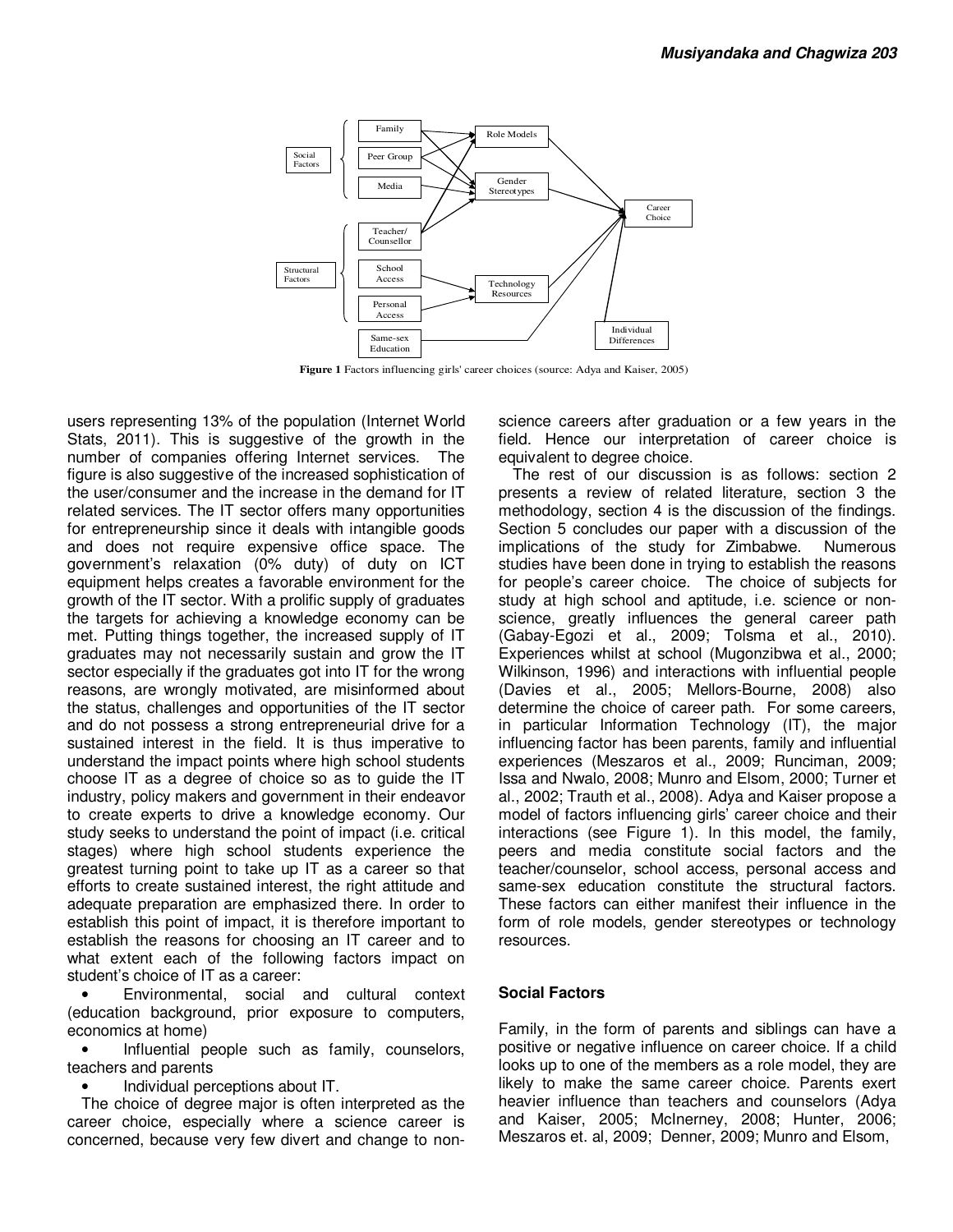Figure 1 Factors influencing girls' career choices (source: Adya and Kaiser, 2005)

users representing 13% of the population (Internet World Stats, 2011). This is suggestive of the growth in the number of companies offering Internet services. The figure is also suggestive of the increased sophistication of the user/consumer and the increase in the demand for IT related services. The IT sector offers many opportunities for entrepreneurship since it deals with intangible goods and does not require expensive office space. The government's relaxation (0% duty) of duty on ICT equipment helps creates a favorable environment for the growth of the IT sector. With a prolific supply of graduates the targets for achieving a knowledge economy can be met. Putting things together, the increased supply of IT graduates may not necessarily sustain and grow the IT sector especially if the graduates got into IT for the wrong reasons, are wrongly motivated, are misinformed about the status, challenges and opportunities of the IT sector and do not possess a strong entrepreneurial drive for a sustained interest in the field. It is thus imperative to understand the impact points where high school students choose IT as a degree of choice so as to guide the IT industry, policy makers and government in their endeavor to create experts to drive a knowledge economy. Our study seeks to understand the point of impact (i.e. critical stages) where high school students experience the greatest turning point to take up IT as a career so that efforts to create sustained interest, the right attitude and adequate preparation are emphasized there. In order to establish this point of impact, it is therefore important to establish the reasons for choosing an IT career and to what extent each of the following factors impact on student's choice of IT as a career:

- Environmental, social and cultural context (education background, prior exposure to computers, economics at home)
- Influential people such as family, counselors, teachers and parents
- Individual perceptions about IT.

The choice of degree major is often interpreted as the career choice, especially where a science career is concerned, because very few divert and change to non-science careers after graduation or a few years in the field. Hence our interpretation of career choice is equivalent to degree choice.

The rest of our discussion is as follows: section 2 presents a review of related literature, section 3 the methodology, section 4 is the discussion of the findings. Section 5 concludes our paper with a discussion of the implications of the study for Zimbabwe. Numerous studies have been done in trying to establish the reasons for people's career choice. The choice of subjects for study at high school and aptitude, i.e. science or non-science, greatly influences the general career path (Gabay-Egozi et al., 2009; Tolsma et al., 2010). Experiences whilst at school (Mugonzibwa et al., 2000; Wilkinson, 1996) and interactions with influential people (Davies et al., 2005; Mellors-Bourne, 2008) also determine the choice of career path. For some careers, in particular Information Technology (IT), the major influencing factor has been parents, family and influential experiences (Meszaros et al., 2009; Runciman, 2009; Issa and Nwalo, 2008; Munro and Elsom, 2000; Turner et al., 2002; Trauth et al., 2008). Adya and Kaiser propose a model of factors influencing girls' career choice and their interactions (see Figure 1). In this model, the family, peers and media constitute social factors and the teacher/counselor, school access, personal access and same-sex education constitute the structural factors. These factors can either manifest their influence in the form of role models, gender stereotypes or technology resources.

## Social Factors

Family, in the form of parents and siblings can have a positive or negative influence on career choice. If a child looks up to one of the members as a role model, they are likely to make the same career choice. Parents exert heavier influence than teachers and counselors (Adya and Kaiser, 2005; McInerney, 2008; Hunter, 2006; Meszaros et. al, 2009; Denner, 2009; Munro and Elsom,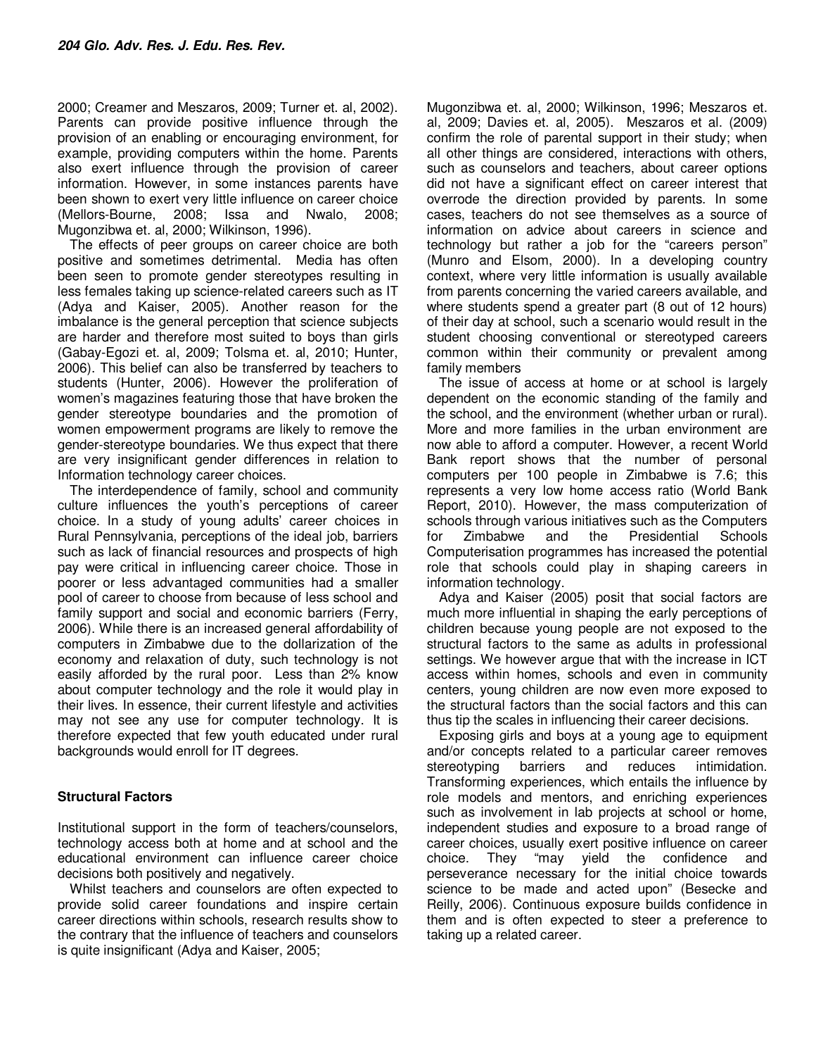2000; Creamer and Meszaros, 2009; Turner et. al, 2002). Parents can provide positive influence through the provision of an enabling or encouraging environment, for example, providing computers within the home. Parents also exert influence through the provision of career information. However, in some instances parents have been shown to exert very little influence on career choice (Mellors-Bourne, 2008; Issa and Nwalo, 2008; Mugonzibwa et. al, 2000; Wilkinson, 1996).

The effects of peer groups on career choice are both positive and sometimes detrimental. Media has often been seen to promote gender stereotypes resulting in less females taking up science-related careers such as IT (Adya and Kaiser, 2005). Another reason for the imbalance is the general perception that science subjects are harder and therefore most suited to boys than girls (Gabay-Egozi et. al, 2009; Tolsma et. al, 2010; Hunter, 2006). This belief can also be transferred by teachers to students (Hunter, 2006). However the proliferation of women's magazines featuring those that have broken the gender stereotype boundaries and the promotion of women empowerment programs are likely to remove the gender-stereotype boundaries. We thus expect that there are very insignificant gender differences in relation to Information technology career choices.

The interdependence of family, school and community culture influences the youth's perceptions of career choice. In a study of young adults' career choices in Rural Pennsylvania, perceptions of the ideal job, barriers such as lack of financial resources and prospects of high pay were critical in influencing career choice. Those in poorer or less advantaged communities had a smaller pool of career to choose from because of less school and family support and social and economic barriers (Ferry, 2006). While there is an increased general affordability of computers in Zimbabwe due to the dollarization of the economy and relaxation of duty, such technology is not easily afforded by the rural poor. Less than 2% know about computer technology and the role it would play in their lives. In essence, their current lifestyle and activities may not see any use for computer technology. It is therefore expected that few youth educated under rural backgrounds would enroll for IT degrees.

### Structural Factors

Institutional support in the form of teachers/counselors, technology access both at home and at school and the educational environment can influence career choice decisions both positively and negatively.

Whilst teachers and counselors are often expected to provide solid career foundations and inspire certain career directions within schools, research results show to the contrary that the influence of teachers and counselors is quite insignificant (Adya and Kaiser, 2005; Mugonzibwa et. al, 2000; Wilkinson, 1996; Meszaros et. al, 2009; Davies et. al, 2005). Meszaros et al. (2009) confirm the role of parental support in their study; when all other things are considered, interactions with others, such as counselors and teachers, about career options did not have a significant effect on career interest that overrode the direction provided by parents. In some cases, teachers do not see themselves as a source of information on advice about careers in science and technology but rather a job for the "careers person" (Munro and Elsom, 2000). In a developing country context, where very little information is usually available from parents concerning the varied careers available, and where students spend a greater part (8 out of 12 hours) of their day at school, such a scenario would result in the student choosing conventional or stereotyped careers common within their community or prevalent among family members

The issue of access at home or at school is largely dependent on the economic standing of the family and the school, and the environment (whether urban or rural). More and more families in the urban environment are now able to afford a computer. However, a recent World Bank report shows that the number of personal computers per 100 people in Zimbabwe is 7.6; this represents a very low home access ratio (World Bank Report, 2010). However, the mass computerization of schools through various initiatives such as the Computers for Zimbabwe and the Presidential Schools Computerisation programmes has increased the potential role that schools could play in shaping careers in information technology.

Adya and Kaiser (2005) posit that social factors are much more influential in shaping the early perceptions of children because young people are not exposed to the structural factors to the same as adults in professional settings. We however argue that with the increase in ICT access within homes, schools and even in community centers, young children are now even more exposed to the structural factors than the social factors and this can thus tip the scales in influencing their career decisions.

Exposing girls and boys at a young age to equipment and/or concepts related to a particular career removes stereotyping barriers and reduces intimidation. Transforming experiences, which entails the influence by role models and mentors, and enriching experiences such as involvement in lab projects at school or home, independent studies and exposure to a broad range of career choices, usually exert positive influence on career choice. They "may yield the confidence and perseverance necessary for the initial choice towards science to be made and acted upon" (Besecke and Reilly, 2006). Continuous exposure builds confidence in them and is often expected to steer a preference to taking up a related career.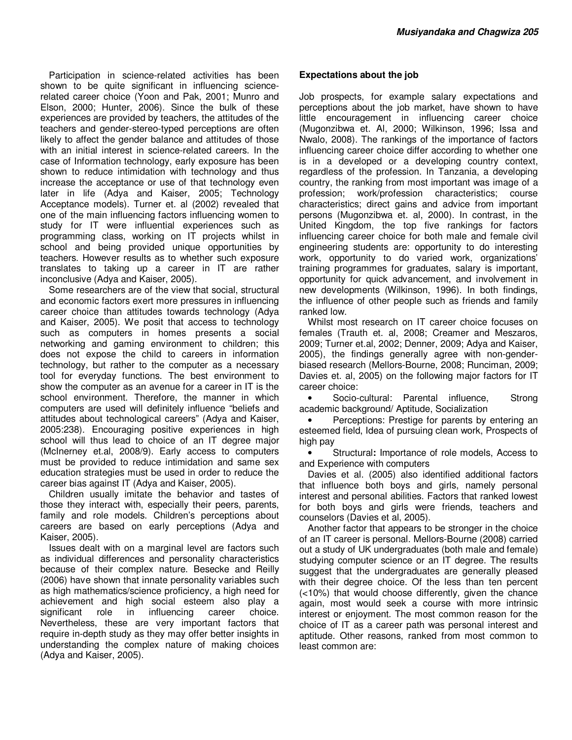Participation in science-related activities has been shown to be quite significant in influencing science-related career choice (Yoon and Pak, 2001; Munro and Elson, 2000; Hunter, 2006). Since the bulk of these experiences are provided by teachers, the attitudes of the teachers and gender-stereo-typed perceptions are often likely to affect the gender balance and attitudes of those with an initial interest in science-related careers. In the case of Information technology, early exposure has been shown to reduce intimidation with technology and thus increase the acceptance or use of that technology even later in life (Adya and Kaiser, 2005; Technology Acceptance models). Turner et. al (2002) revealed that one of the main influencing factors influencing women to study for IT were influential experiences such as programming class, working on IT projects whilst in school and being provided unique opportunities by teachers. However results as to whether such exposure translates to taking up a career in IT are rather inconclusive (Adya and Kaiser, 2005).

Some researchers are of the view that social, structural and economic factors exert more pressures in influencing career choice than attitudes towards technology (Adya and Kaiser, 2005). We posit that access to technology such as computers in homes presents a social networking and gaming environment to children; this does not expose the child to careers in information technology, but rather to the computer as a necessary tool for everyday functions. The best environment to show the computer as an avenue for a career in IT is the school environment. Therefore, the manner in which computers are used will definitely influence "beliefs and attitudes about technological careers" (Adya and Kaiser, 2005:238). Encouraging positive experiences in high school will thus lead to choice of an IT degree major (McInerney et.al, 2008/9). Early access to computers must be provided to reduce intimidation and same sex education strategies must be used in order to reduce the career bias against IT (Adya and Kaiser, 2005).

Children usually imitate the behavior and tastes of those they interact with, especially their peers, parents, family and role models. Children's perceptions about careers are based on early perceptions (Adya and Kaiser, 2005).

Issues dealt with on a marginal level are factors such as individual differences and personality characteristics because of their complex nature. Besecke and Reilly (2006) have shown that innate personality variables such as high mathematics/science proficiency, a high need for achievement and high social esteem also play a significant role in influencing career choice. Nevertheless, these are very important factors that require in-depth study as they may offer better insights in understanding the complex nature of making choices (Adya and Kaiser, 2005).

### Expectations about the job

Job prospects, for example salary expectations and perceptions about the job market, have shown to have little encouragement in influencing career choice (Mugonzibwa et. Al, 2000; Wilkinson, 1996; Issa and Nwalo, 2008). The rankings of the importance of factors influencing career choice differ according to whether one is in a developed or a developing country context, regardless of the profession. In Tanzania, a developing country, the ranking from most important was image of a profession; work/profession characteristics; course characteristics; direct gains and advice from important persons (Mugonzibwa et. al, 2000). In contrast, in the United Kingdom, the top five rankings for factors influencing career choice for both male and female civil engineering students are: opportunity to do interesting work, opportunity to do varied work, organizations' training programmes for graduates, salary is important, opportunity for quick advancement, and involvement in new developments (Wilkinson, 1996). In both findings, the influence of other people such as friends and family ranked low.

Whilst most research on IT career choice focuses on females (Trauth et. al, 2008; Creamer and Meszaros, 2009; Turner et.al, 2002; Denner, 2009; Adya and Kaiser, 2005), the findings generally agree with non-gender-biased research (Mellors-Bourne, 2008; Runciman, 2009; Davies et. al, 2005) on the following major factors for IT career choice:

- Socio-cultural: Parental influence, Strong academic background/ Aptitude, Socialization
- Perceptions: Prestige for parents by entering an esteemed field, Idea of pursuing clean work, Prospects of high pay
- Structural**:** Importance of role models, Access to and Experience with computers

Davies et al. (2005) also identified additional factors that influence both boys and girls, namely personal interest and personal abilities. Factors that ranked lowest for both boys and girls were friends, teachers and counselors (Davies et al, 2005).

Another factor that appears to be stronger in the choice of an IT career is personal. Mellors-Bourne (2008) carried out a study of UK undergraduates (both male and female) studying computer science or an IT degree. The results suggest that the undergraduates are generally pleased with their degree choice. Of the less than ten percent (<10%) that would choose differently, given the chance again, most would seek a course with more intrinsic interest or enjoyment. The most common reason for the choice of IT as a career path was personal interest and aptitude. Other reasons, ranked from most common to least common are: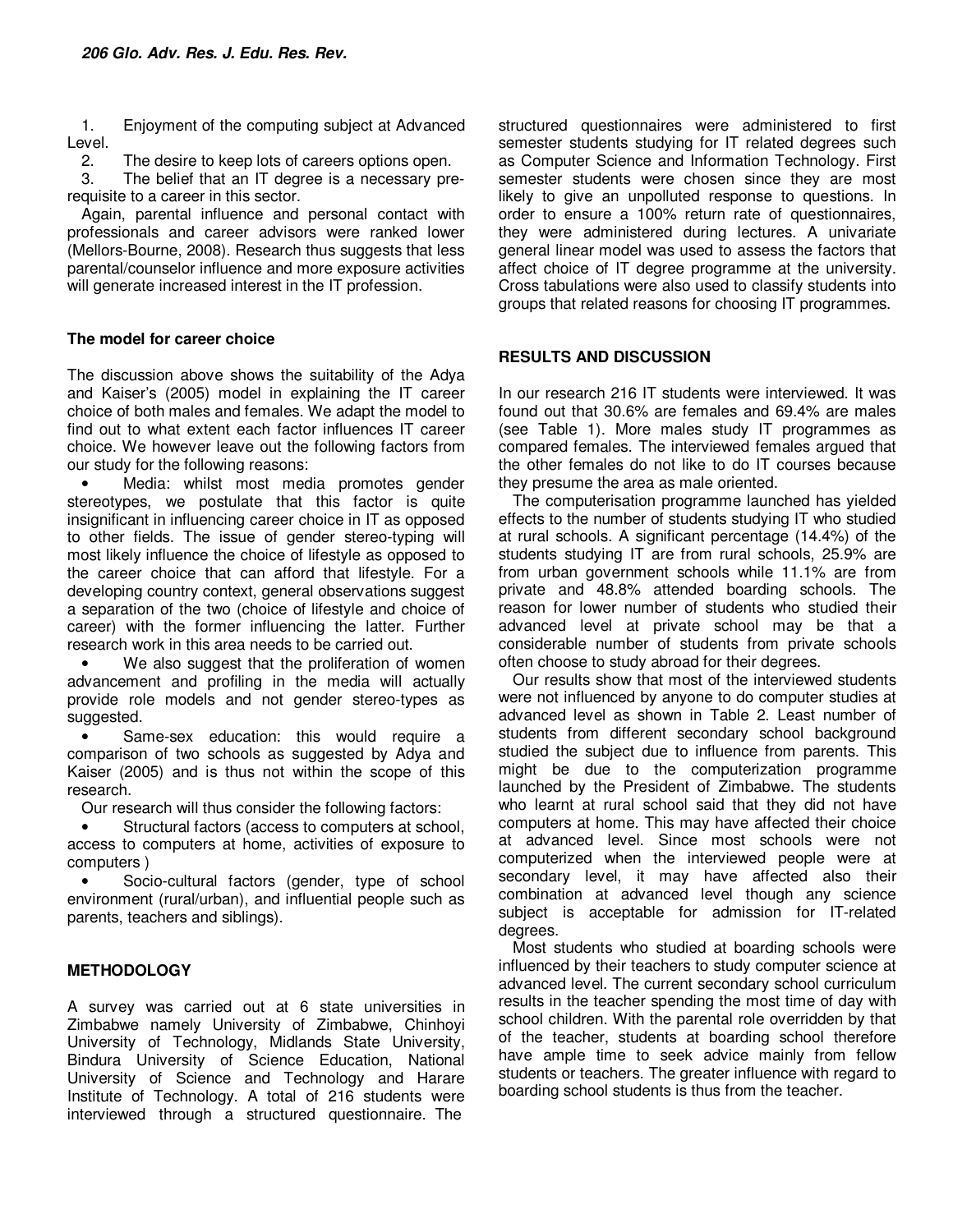1. Enjoyment of the computing subject at Advanced Level.
2. The desire to keep lots of careers options open.
3. The belief that an IT degree is a necessary pre-requisite to a career in this sector.

Again, parental influence and personal contact with professionals and career advisors were ranked lower (Mellors-Bourne, 2008). Research thus suggests that less parental/counselor influence and more exposure activities will generate increased interest in the IT profession.

### The model for career choice

The discussion above shows the suitability of the Adya and Kaiser's (2005) model in explaining the IT career choice of both males and females. We adapt the model to find out to what extent each factor influences IT career choice. We however leave out the following factors from our study for the following reasons:

- Media: whilst most media promotes gender stereotypes, we postulate that this factor is quite insignificant in influencing career choice in IT as opposed to other fields. The issue of gender stereo-typing will most likely influence the choice of lifestyle as opposed to the career choice that can afford that lifestyle. For a developing country context, general observations suggest a separation of the two (choice of lifestyle and choice of career) with the former influencing the latter. Further research work in this area needs to be carried out.
- We also suggest that the proliferation of women advancement and profiling in the media will actually provide role models and not gender stereo-types as suggested.
- Same-sex education: this would require a comparison of two schools as suggested by Adya and Kaiser (2005) and is thus not within the scope of this research.

Our research will thus consider the following factors:

- Structural factors (access to computers at school, access to computers at home, activities of exposure to computers )
- Socio-cultural factors (gender, type of school environment (rural/urban), and influential people such as parents, teachers and siblings).

## METHODOLOGY

A survey was carried out at 6 state universities in Zimbabwe namely University of Zimbabwe, Chinhoyi University of Technology, Midlands State University, Bindura University of Science Education, National University of Science and Technology and Harare Institute of Technology. A total of 216 students were interviewed through a structured questionnaire. The structured questionnaires were administered to first semester students studying for IT related degrees such as Computer Science and Information Technology. First semester students were chosen since they are most likely to give an unpolluted response to questions. In order to ensure a 100% return rate of questionnaires, they were administered during lectures. A univariate general linear model was used to assess the factors that affect choice of IT degree programme at the university. Cross tabulations were also used to classify students into groups that related reasons for choosing IT programmes.

## RESULTS AND DISCUSSION

In our research 216 IT students were interviewed. It was found out that 30.6% are females and 69.4% are males (see Table 1). More males study IT programmes as compared females. The interviewed females argued that the other females do not like to do IT courses because they presume the area as male oriented.

The computerisation programme launched has yielded effects to the number of students studying IT who studied at rural schools. A significant percentage (14.4%) of the students studying IT are from rural schools, 25.9% are from urban government schools while 11.1% are from private and 48.8% attended boarding schools. The reason for lower number of students who studied their advanced level at private school may be that a considerable number of students from private schools often choose to study abroad for their degrees.

Our results show that most of the interviewed students were not influenced by anyone to do computer studies at advanced level as shown in Table 2. Least number of students from different secondary school background studied the subject due to influence from parents. This might be due to the computerization programme launched by the President of Zimbabwe. The students who learnt at rural school said that they did not have computers at home. This may have affected their choice at advanced level. Since most schools were not computerized when the interviewed people were at secondary level, it may have affected also their combination at advanced level though any science subject is acceptable for admission for IT-related degrees.

Most students who studied at boarding schools were influenced by their teachers to study computer science at advanced level. The current secondary school curriculum results in the teacher spending the most time of day with school children. With the parental role overridden by that of the teacher, students at boarding school therefore have ample time to seek advice mainly from fellow students or teachers. The greater influence with regard to boarding school students is thus from the teacher.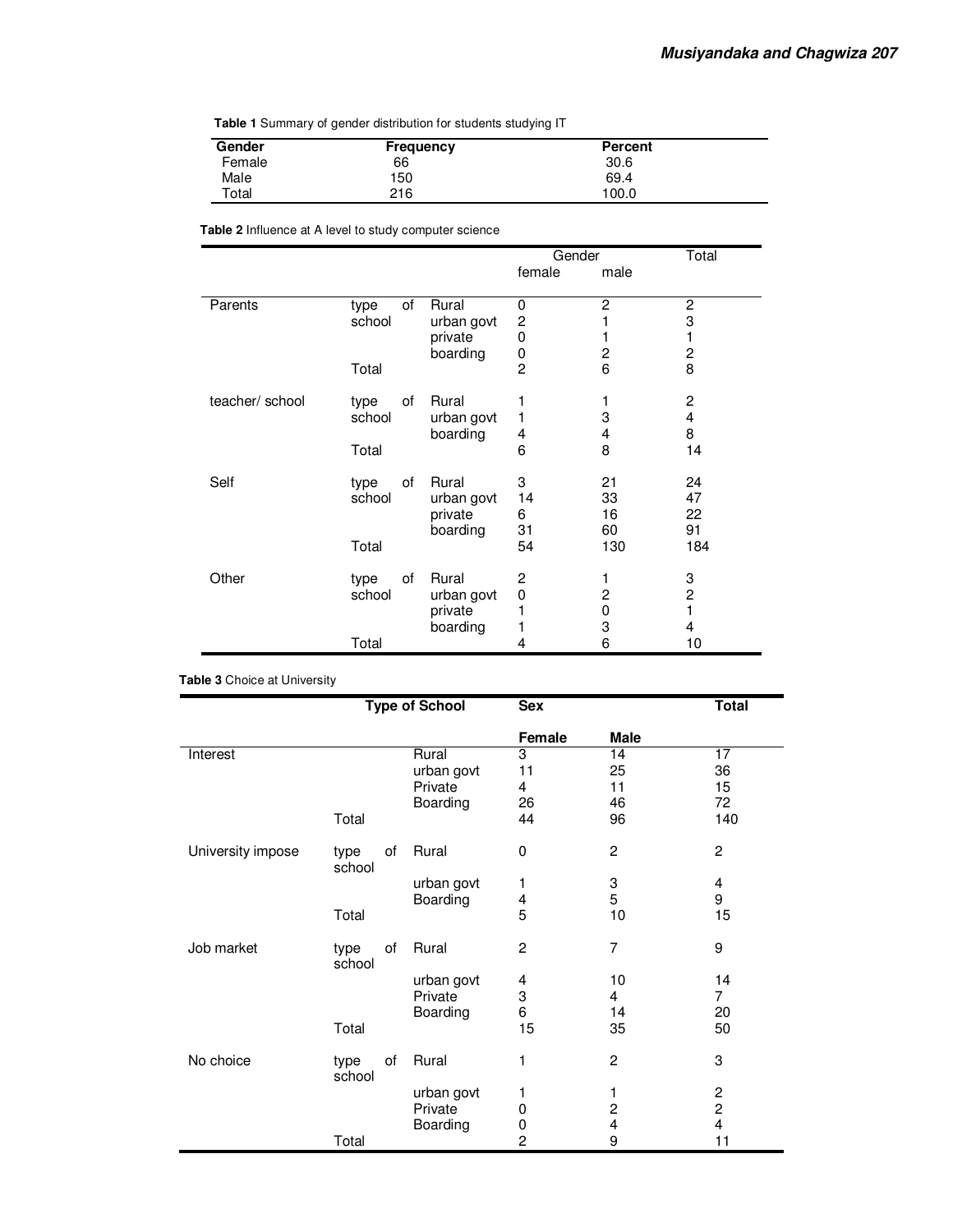**Table 1** Summary of gender distribution for students studying IT

| Gender | Frequency | Percent |
|---|---|---|
| Female | 66 | 30.6 |
| Male | 150 | 69.4 |
| Total | 216 | 100.0 |

**Table 2** Influence at A level to study computer science

| | | | Gender | | Total |
|---|---|---|---|---|---|
| | | | female | male | |
| Parents | type of school | Rural | 0 | 2 | 2 |
| | | urban govt | 2 | 1 | 3 |
| | | private | 0 | 1 | 1 |
| | | boarding | 0 | 2 | 2 |
| | Total | | 2 | 6 | 8 |
| teacher/ school | type of school | Rural | 1 | 1 | 2 |
| | | urban govt | 1 | 3 | 4 |
| | | boarding | 4 | 4 | 8 |
| | Total | | 6 | 8 | 14 |
| Self | type of school | Rural | 3 | 21 | 24 |
| | | urban govt | 14 | 33 | 47 |
| | | private | 6 | 16 | 22 |
| | | boarding | 31 | 60 | 91 |
| | Total | | 54 | 130 | 184 |
| Other | type of school | Rural | 2 | 1 | 3 |
| | | urban govt | 0 | 2 | 2 |
| | | private | 1 | 0 | 1 |
| | | boarding | 1 | 3 | 4 |
| | Total | | 4 | 6 | 10 |

**Table 3** Choice at University

| | Type of School | | Sex | | Total |
|---|---|---|---|---|---|
| | | | Female | Male | |
| Interest | | Rural | 3 | 14 | 17 |
| | | urban govt | 11 | 25 | 36 |
| | | Private | 4 | 11 | 15 |
| | | Boarding | 26 | 46 | 72 |
| | Total | | 44 | 96 | 140 |
| University impose | type of school | Rural | 0 | 2 | 2 |
| | | urban govt | 1 | 3 | 4 |
| | | Boarding | 4 | 5 | 9 |
| | Total | | 5 | 10 | 15 |
| Job market | type of school | Rural | 2 | 7 | 9 |
| | | urban govt | 4 | 10 | 14 |
| | | Private | 3 | 4 | 7 |
| | | Boarding | 6 | 14 | 20 |
| | Total | | 15 | 35 | 50 |
| No choice | type of school | Rural | 1 | 2 | 3 |
| | | urban govt | 1 | 1 | 2 |
| | | Private | 0 | 2 | 2 |
| | | Boarding | 0 | 4 | 4 |
| | Total | | 2 | 9 | 11 |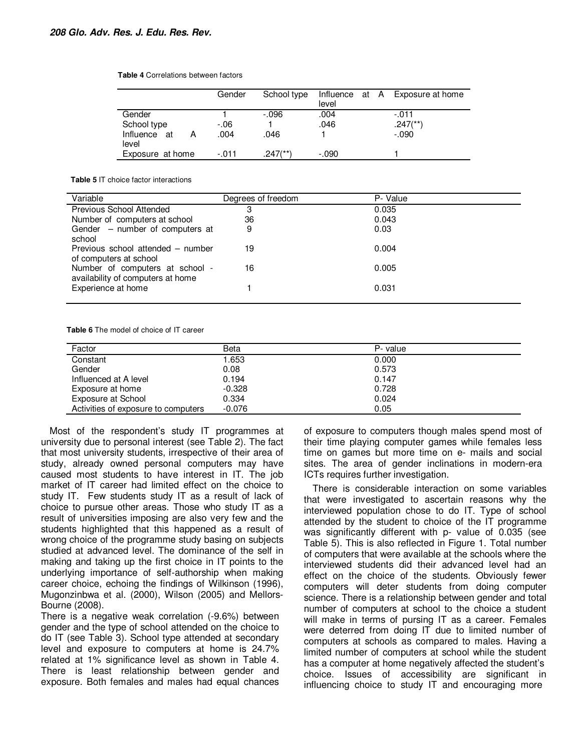**Table 4** Correlations between factors

| | Gender | School type | Influence at A level | Exposure at home |
|---|---|---|---|---|
| Gender | 1 | -.096 | .004 | -.011 |
| School type | -.06 | 1 | .046 | .247(**) |
| Influence at A level | .004 | .046 | 1 | -.090 |
| Exposure at home | -.011 | .247(**) | -.090 | 1 |

**Table 5** IT choice factor interactions

| Variable | Degrees of freedom | P- Value |
|---|---|---|
| Previous School Attended | 3 | 0.035 |
| Number of computers at school | 36 | 0.043 |
| Gender – number of computers at school | 9 | 0.03 |
| Previous school attended – number of computers at school | 19 | 0.004 |
| Number of computers at school - availability of computers at home | 16 | 0.005 |
| Experience at home | 1 | 0.031 |

**Table 6** The model of choice of IT career

| Factor | Beta | P- value |
|---|---|---|
| Constant | 1.653 | 0.000 |
| Gender | 0.08 | 0.573 |
| Influenced at A level | 0.194 | 0.147 |
| Exposure at home | -0.328 | 0.728 |
| Exposure at School | 0.334 | 0.024 |
| Activities of exposure to computers | -0.076 | 0.05 |

Most of the respondent's study IT programmes at university due to personal interest (see Table 2). The fact that most university students, irrespective of their area of study, already owned personal computers may have caused most students to have interest in IT. The job market of IT career had limited effect on the choice to study IT. Few students study IT as a result of lack of choice to pursue other areas. Those who study IT as a result of universities imposing are also very few and the students highlighted that this happened as a result of wrong choice of the programme study basing on subjects studied at advanced level. The dominance of the self in making and taking up the first choice in IT points to the underlying importance of self-authorship when making career choice, echoing the findings of Wilkinson (1996), Mugonzinbwa et al. (2000), Wilson (2005) and Mellors-Bourne (2008).

There is a negative weak correlation (-9.6%) between gender and the type of school attended on the choice to do IT (see Table 3). School type attended at secondary level and exposure to computers at home is 24.7% related at 1% significance level as shown in Table 4. There is least relationship between gender and exposure. Both females and males had equal chances of exposure to computers though males spend most of their time playing computer games while females less time on games but more time on e- mails and social sites. The area of gender inclinations in modern-era ICTs requires further investigation.

There is considerable interaction on some variables that were investigated to ascertain reasons why the interviewed population chose to do IT. Type of school attended by the student to choice of the IT programme was significantly different with p- value of 0.035 (see Table 5). This is also reflected in Figure 1. Total number of computers that were available at the schools where the interviewed students did their advanced level had an effect on the choice of the students. Obviously fewer computers will deter students from doing computer science. There is a relationship between gender and total number of computers at school to the choice a student will make in terms of pursing IT as a career. Females were deterred from doing IT due to limited number of computers at schools as compared to males. Having a limited number of computers at school while the student has a computer at home negatively affected the student's choice. Issues of accessibility are significant in influencing choice to study IT and encouraging more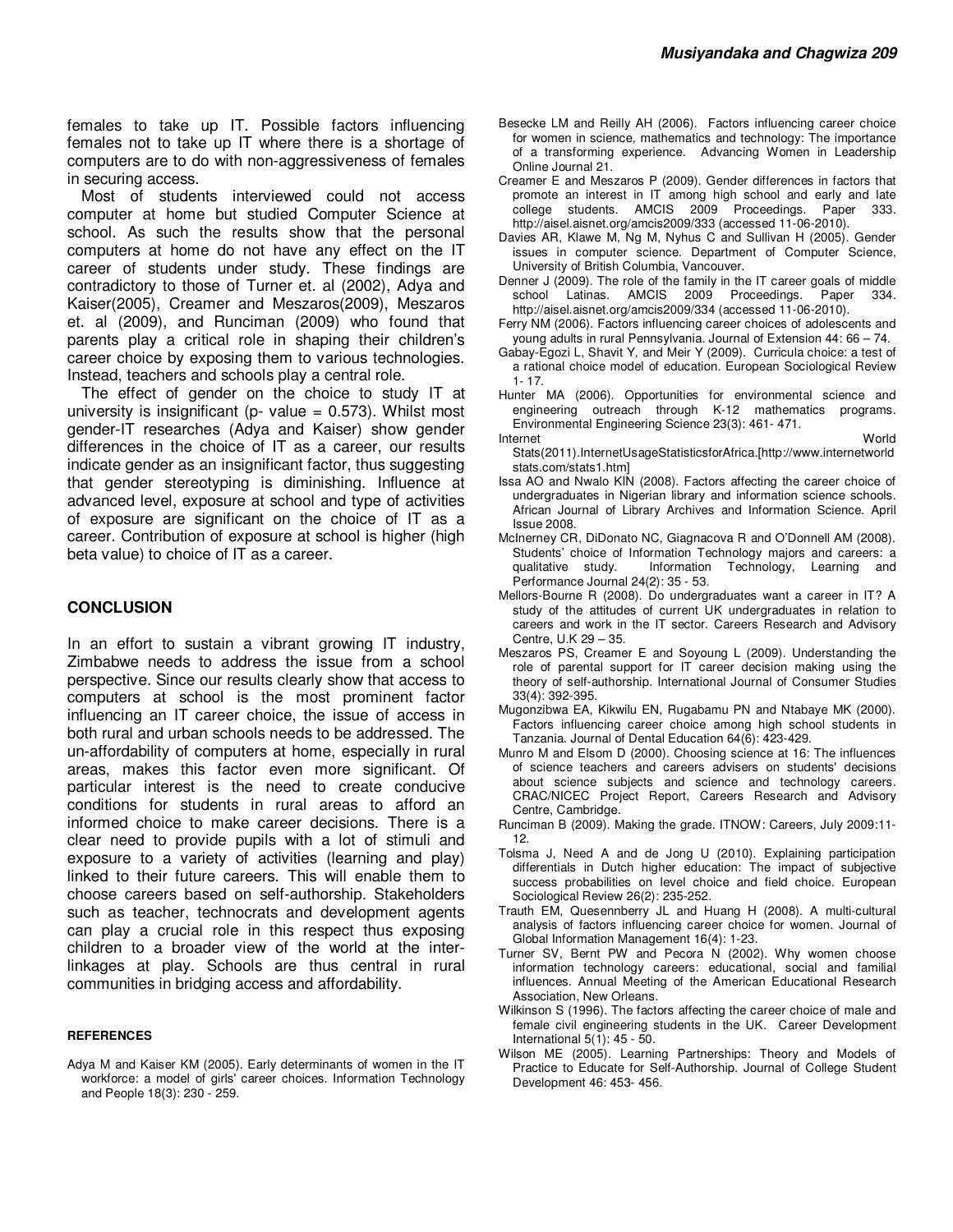females to take up IT. Possible factors influencing females not to take up IT where there is a shortage of computers are to do with non-aggressiveness of females in securing access.

Most of students interviewed could not access computer at home but studied Computer Science at school. As such the results show that the personal computers at home do not have any effect on the IT career of students under study. These findings are contradictory to those of Turner et. al (2002), Adya and Kaiser(2005), Creamer and Meszaros(2009), Meszaros et. al (2009), and Runciman (2009) who found that parents play a critical role in shaping their children's career choice by exposing them to various technologies. Instead, teachers and schools play a central role.

The effect of gender on the choice to study IT at university is insignificant (p- value = 0.573). Whilst most gender-IT researches (Adya and Kaiser) show gender differences in the choice of IT as a career, our results indicate gender as an insignificant factor, thus suggesting that gender stereotyping is diminishing. Influence at advanced level, exposure at school and type of activities of exposure are significant on the choice of IT as a career. Contribution of exposure at school is higher (high beta value) to choice of IT as a career.

## CONCLUSION

In an effort to sustain a vibrant growing IT industry, Zimbabwe needs to address the issue from a school perspective. Since our results clearly show that access to computers at school is the most prominent factor influencing an IT career choice, the issue of access in both rural and urban schools needs to be addressed. The un-affordability of computers at home, especially in rural areas, makes this factor even more significant. Of particular interest is the need to create conducive conditions for students in rural areas to afford an informed choice to make career decisions. There is a clear need to provide pupils with a lot of stimuli and exposure to a variety of activities (learning and play) linked to their future careers. This will enable them to choose careers based on self-authorship. Stakeholders such as teacher, technocrats and development agents can play a crucial role in this respect thus exposing children to a broader view of the world at the inter-linkages at play. Schools are thus central in rural communities in bridging access and affordability.

### REFERENCES

Adya M and Kaiser KM (2005). Early determinants of women in the IT workforce: a model of girls' career choices. Information Technology and People 18(3): 230 - 259.

Besecke LM and Reilly AH (2006). Factors influencing career choice for women in science, mathematics and technology: The importance of a transforming experience. Advancing Women in Leadership Online Journal 21.

Creamer E and Meszaros P (2009). Gender differences in factors that promote an interest in IT among high school and early and late college students. AMCIS 2009 Proceedings. Paper 333. http://aisel.aisnet.org/amcis2009/333 (accessed 11-06-2010).

Davies AR, Klawe M, Ng M, Nyhus C and Sullivan H (2005). Gender issues in computer science. Department of Computer Science, University of British Columbia, Vancouver.

Denner J (2009). The role of the family in the IT career goals of middle school Latinas. AMCIS 2009 Proceedings. Paper 334. http://aisel.aisnet.org/amcis2009/334 (accessed 11-06-2010).

Ferry NM (2006). Factors influencing career choices of adolescents and young adults in rural Pennsylvania. Journal of Extension 44: 66 – 74.

Gabay-Egozi L, Shavit Y, and Meir Y (2009). Curricula choice: a test of a rational choice model of education. European Sociological Review 1- 17.

Hunter MA (2006). Opportunities for environmental science and engineering outreach through K-12 mathematics programs. Environmental Engineering Science 23(3): 461- 471.

Internet World Stats(2011).InternetUsageStatisticsforAfrica.[http://www.internetworldstats.com/stats1.htm]

Issa AO and Nwalo KIN (2008). Factors affecting the career choice of undergraduates in Nigerian library and information science schools. African Journal of Library Archives and Information Science. April Issue 2008.

McInerney CR, DiDonato NC, Giagnacova R and O'Donnell AM (2008). Students' choice of Information Technology majors and careers: a qualitative study. Information Technology, Learning and Performance Journal 24(2): 35 - 53.

Mellors-Bourne R (2008). Do undergraduates want a career in IT? A study of the attitudes of current UK undergraduates in relation to careers and work in the IT sector. Careers Research and Advisory Centre, U.K 29 – 35.

Meszaros PS, Creamer E and Soyoung L (2009). Understanding the role of parental support for IT career decision making using the theory of self-authorship. International Journal of Consumer Studies 33(4): 392-395.

Mugonzibwa EA, Kikwilu EN, Rugabamu PN and Ntabaye MK (2000). Factors influencing career choice among high school students in Tanzania. Journal of Dental Education 64(6): 423-429.

Munro M and Elsom D (2000). Choosing science at 16: The influences of science teachers and careers advisers on students' decisions about science subjects and science and technology careers. CRAC/NICEC Project Report, Careers Research and Advisory Centre, Cambridge.

Runciman B (2009). Making the grade. ITNOW: Careers, July 2009:11-12.

Tolsma J, Need A and de Jong U (2010). Explaining participation differentials in Dutch higher education: The impact of subjective success probabilities on level choice and field choice. European Sociological Review 26(2): 235-252.

Trauth EM, Quesennberry JL and Huang H (2008). A multi-cultural analysis of factors influencing career choice for women. Journal of Global Information Management 16(4): 1-23.

Turner SV, Bernt PW and Pecora N (2002). Why women choose information technology careers: educational, social and familial influences. Annual Meeting of the American Educational Research Association, New Orleans.

Wilkinson S (1996). The factors affecting the career choice of male and female civil engineering students in the UK. Career Development International 5(1): 45 - 50.

Wilson ME (2005). Learning Partnerships: Theory and Models of Practice to Educate for Self-Authorship. Journal of College Student Development 46: 453- 456.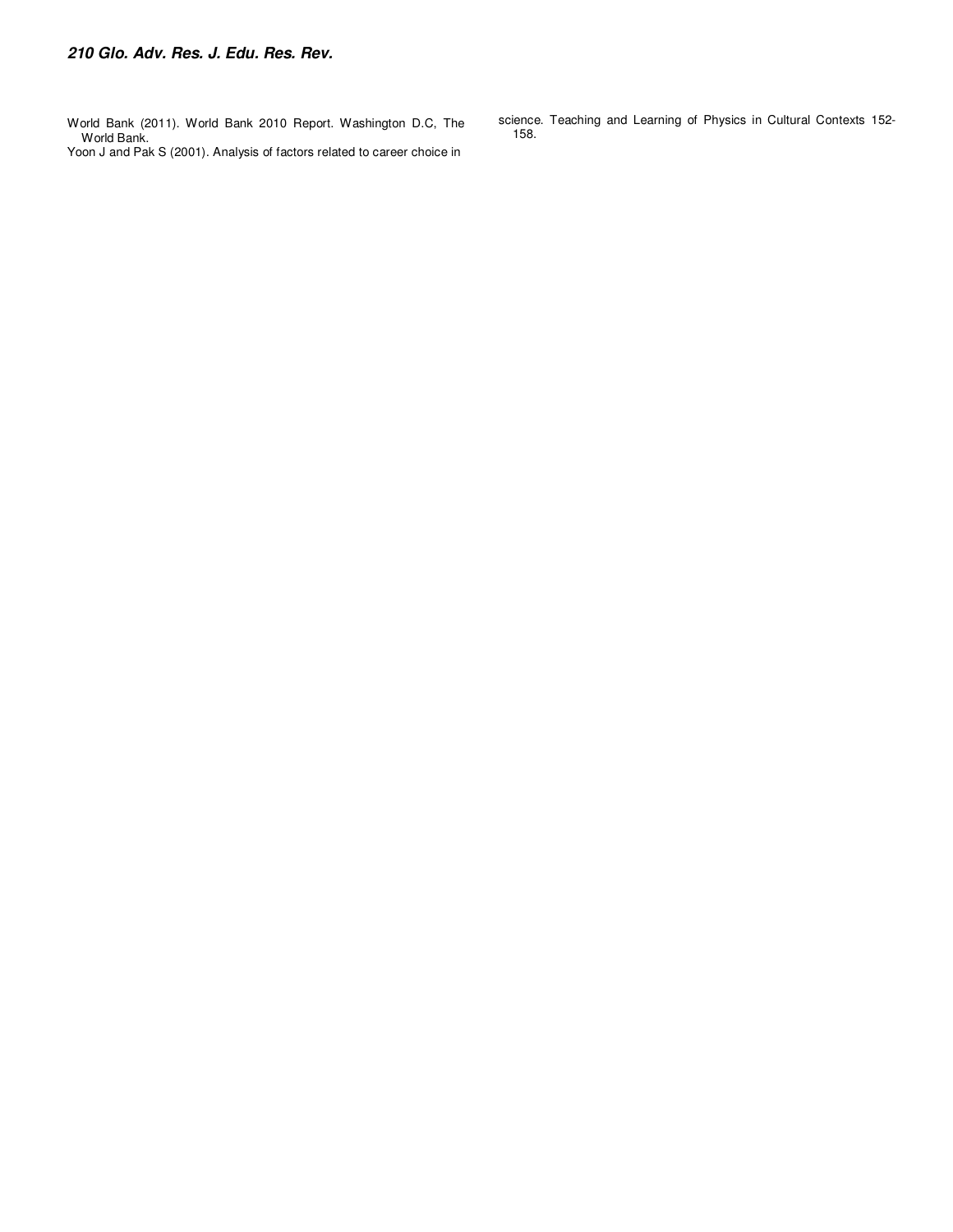World Bank (2011). World Bank 2010 Report. Washington D.C, The World Bank.

Yoon J and Pak S (2001). Analysis of factors related to career choice in science. Teaching and Learning of Physics in Cultural Contexts 152-158.